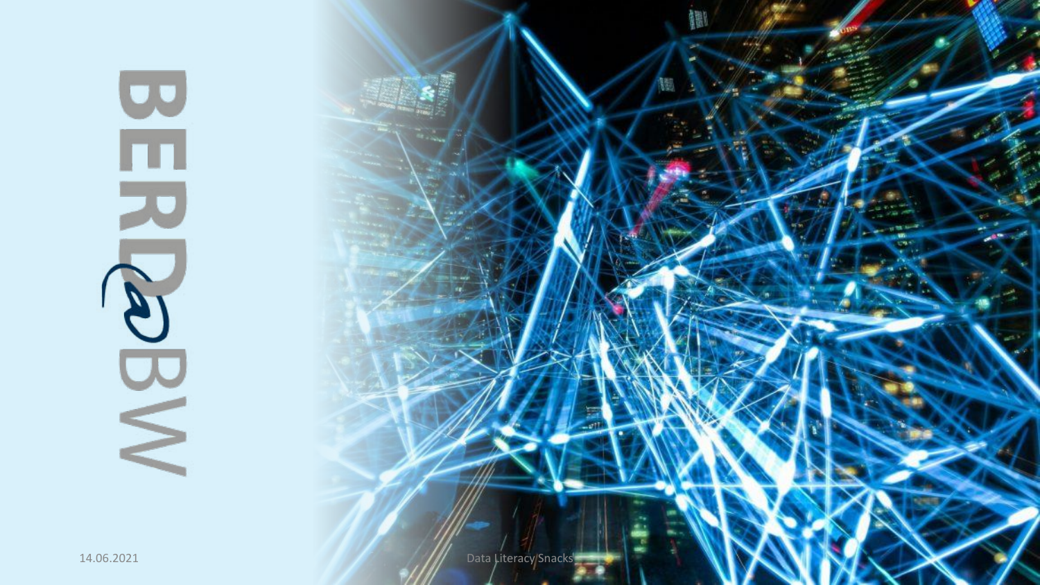# BERD@BW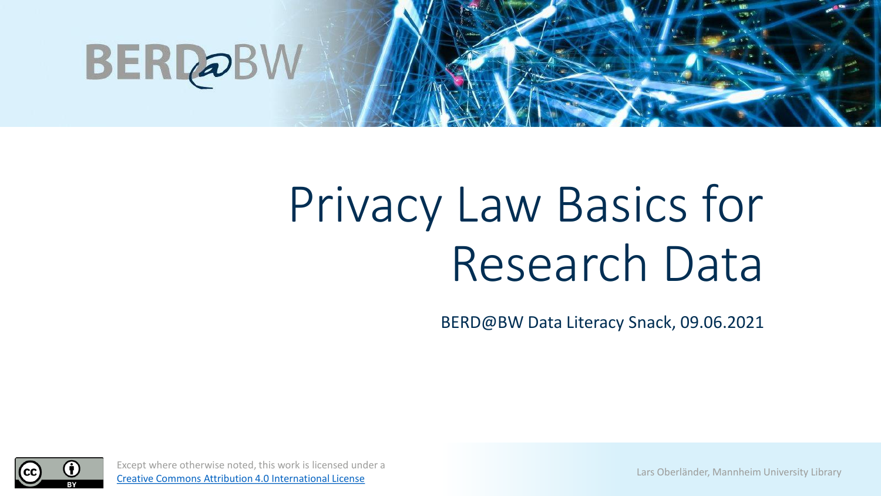BERD@BW

# Privacy Law Basics for Research Data

BERD@BW Data Literacy Snack, 09.06.2021

Except where otherwise noted, this work is licensed under a [Creative Commons Attribution 4.0 International License](https://creativecommons.org/licenses/by/4.0/)

Lars Oberländer, Mannheim University Library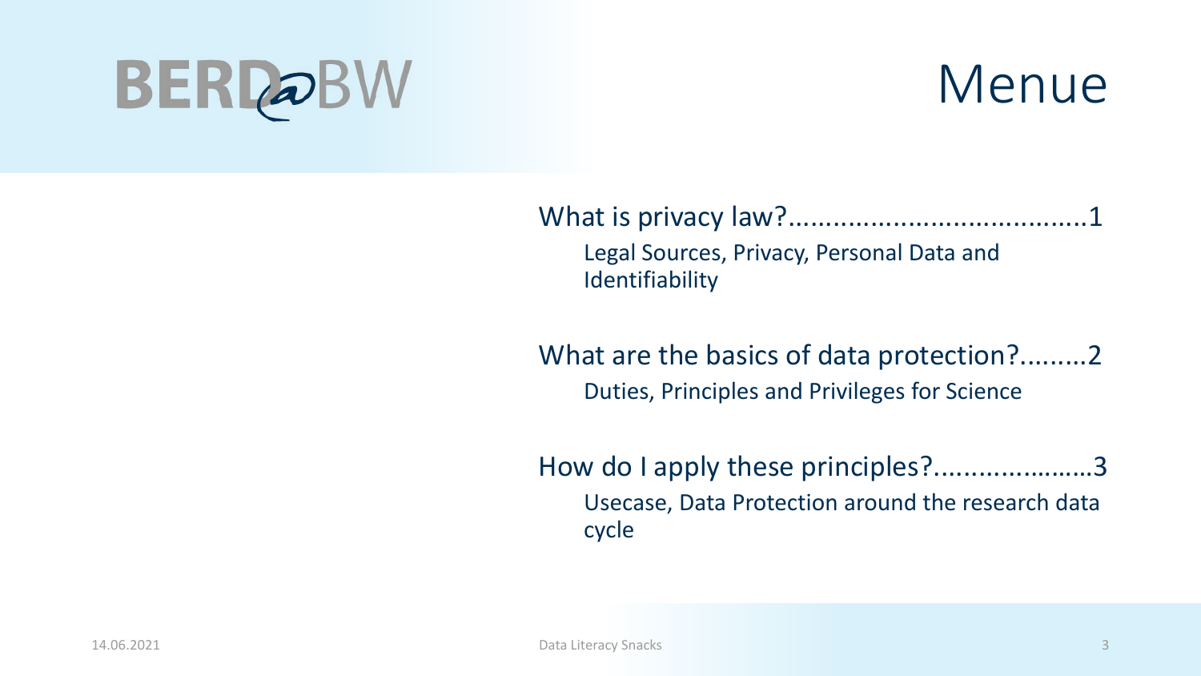# Menue

What is privacy law?........................................1

Legal Sources, Privacy, Personal Data and Identifiability

What are the basics of data protection?.........2

Duties, Principles and Privileges for Science

How do I apply these principles?.....................3

Usecase, Data Protection around the research data cycle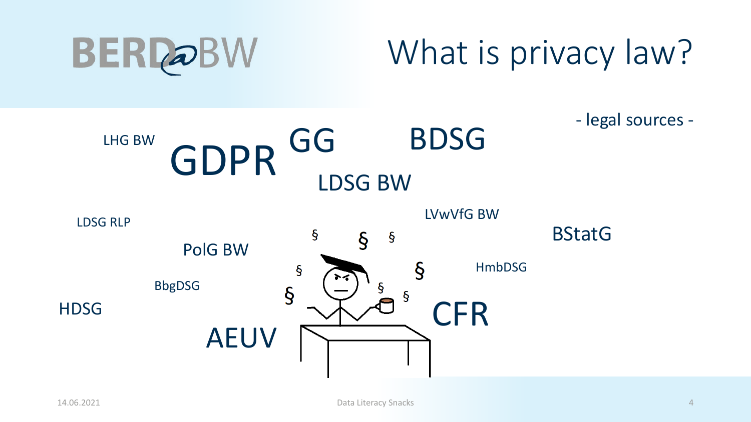# What is privacy law?

- legal sources -

LHG BW

GDPR

GG

BDSG

LDSG BW

LDSG RLP

LVwVfG BW

BStatG

PolG BW

HmbDSG

BbgDSG

HDSG

CFR

AEUV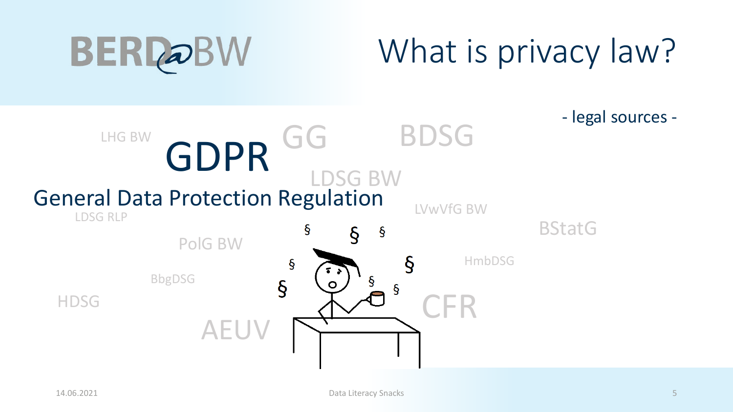# What is privacy law?

- legal sources -

LHG BW

GDPR

General Data Protection Regulation

GG

BDSG

LDSG BW

LDSG RLP

LVwVfG BW

BStatG

PolG BW

HmbDSG

BbgDSG

HDSG

CFR

AEUV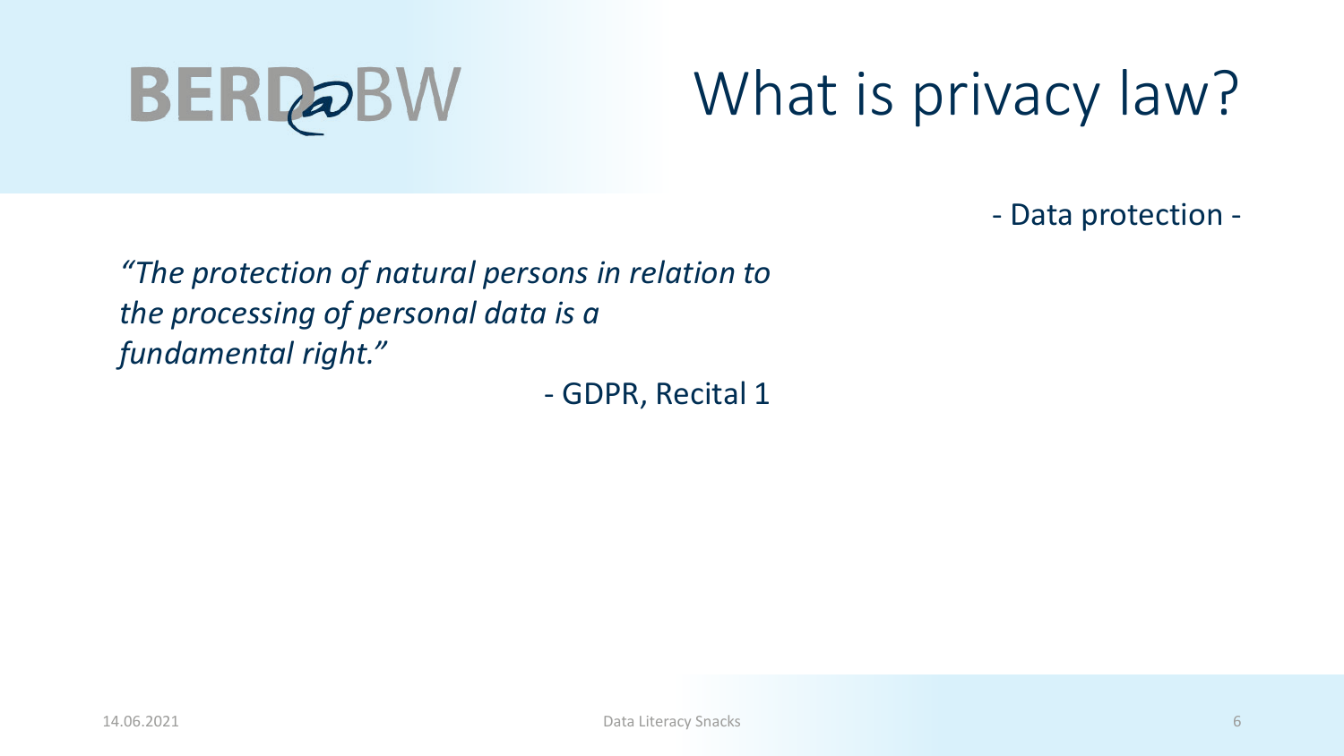# What is privacy law?

- Data protection -

*"The protection of natural persons in relation to the processing of personal data is a fundamental right."*

- GDPR, Recital 1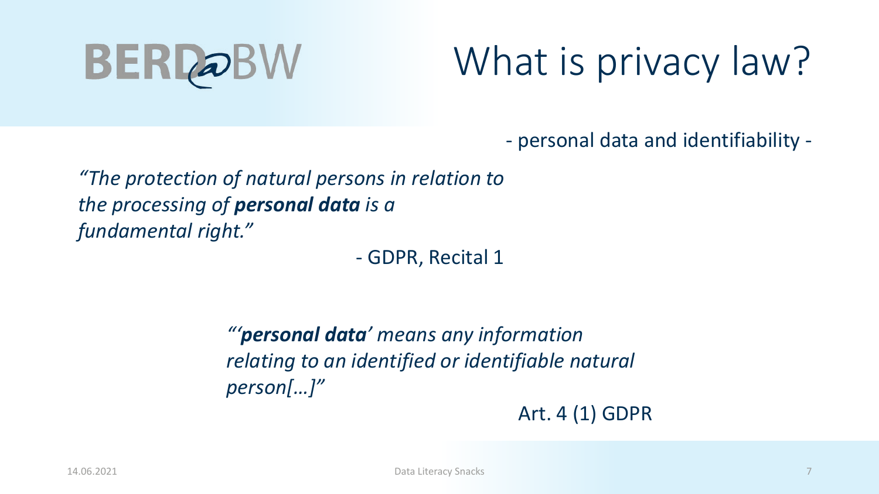# What is privacy law?

- personal data and identifiability -

*"The protection of natural persons in relation to the processing of **personal data** is a fundamental right."*

- GDPR, Recital 1

*"'**personal data**' means any information relating to an identified or identifiable natural person[…]"*

Art. 4 (1) GDPR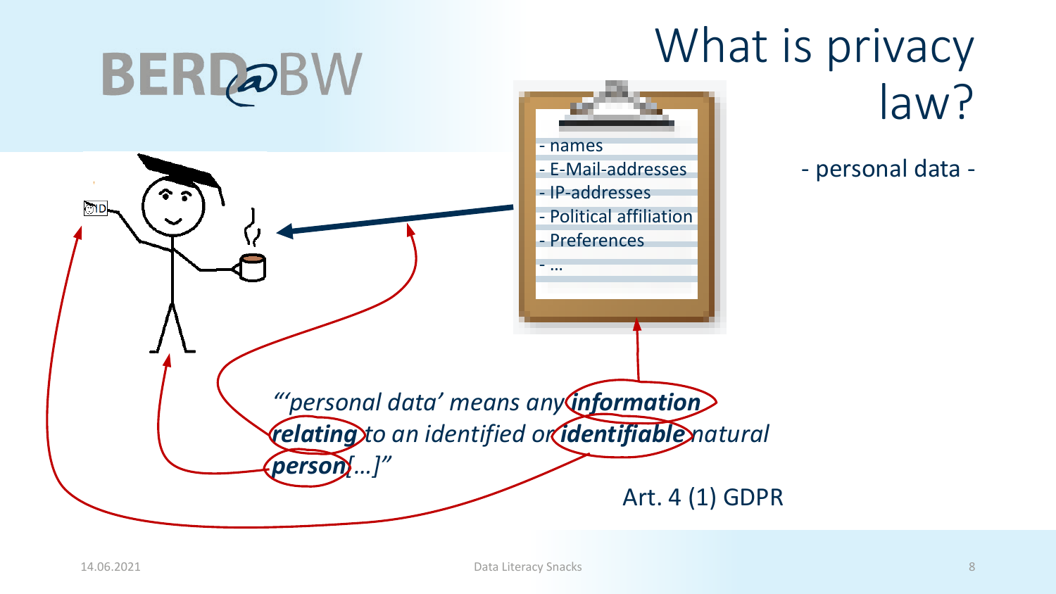# What is privacy law?

- personal data -

- names
- E-Mail-addresses
- IP-addresses
- Political affiliation
- Preferences
- …

*"'personal data' means any **information** **relating** to an identified or **identifiable** natural **person** […]"*

Art. 4 (1) GDPR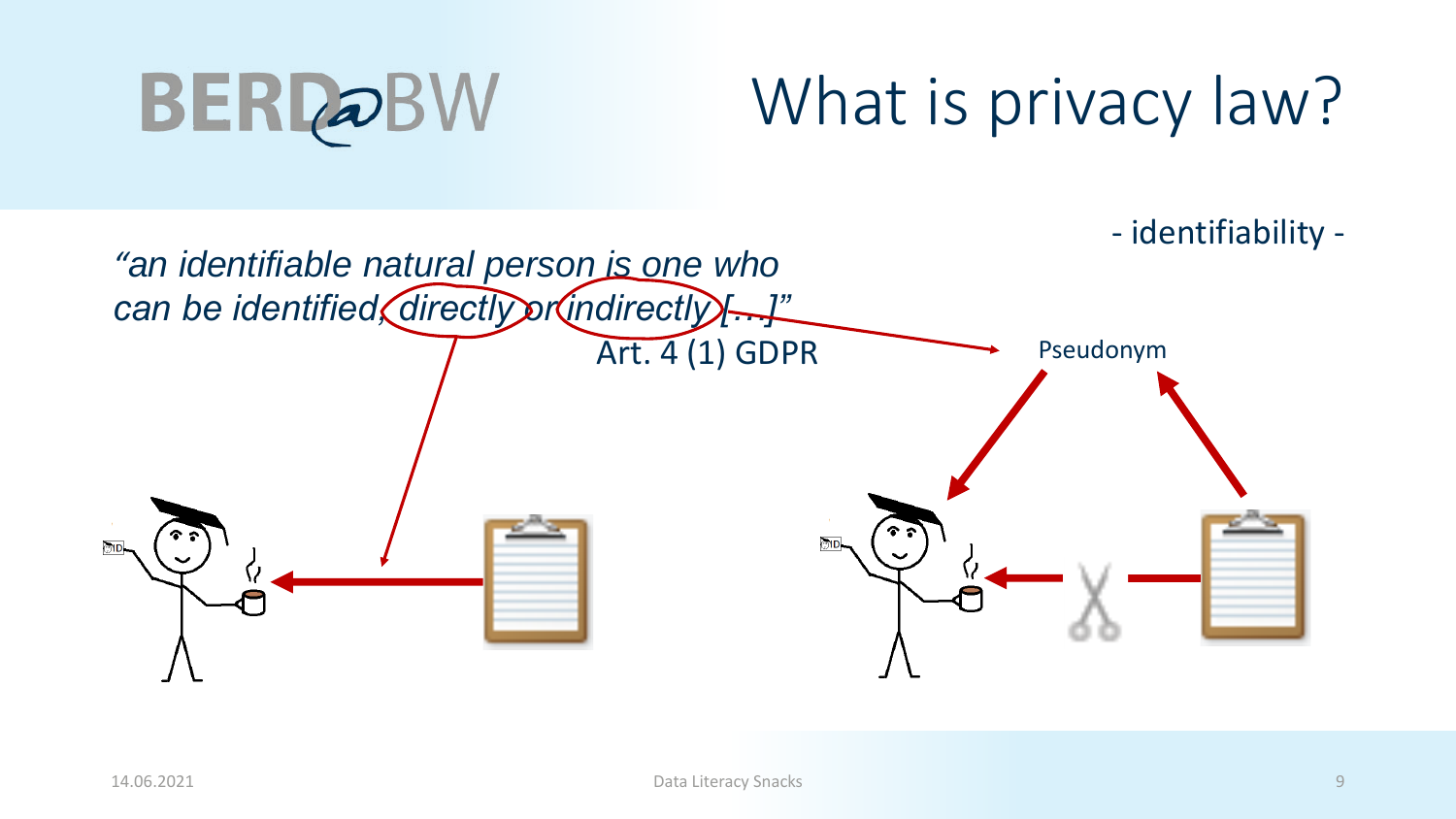# What is privacy law?

- identifiability -

*"an identifiable natural person is one who can be identified, directly or indirectly [...]"*

Art. 4 (1) GDPR

Pseudonym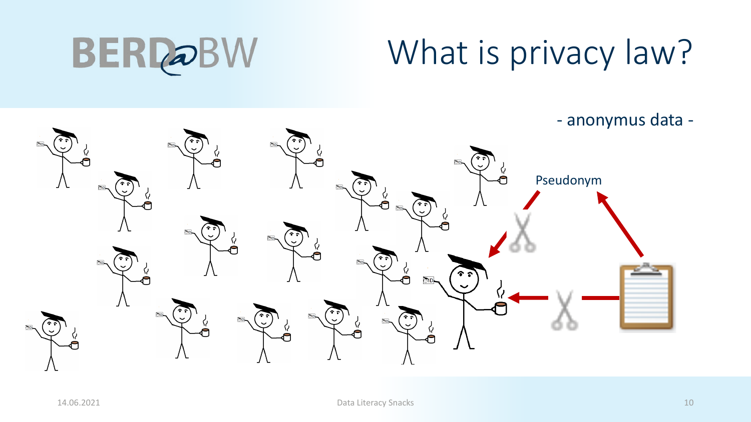# What is privacy law?

- anonymus data -

Pseudonym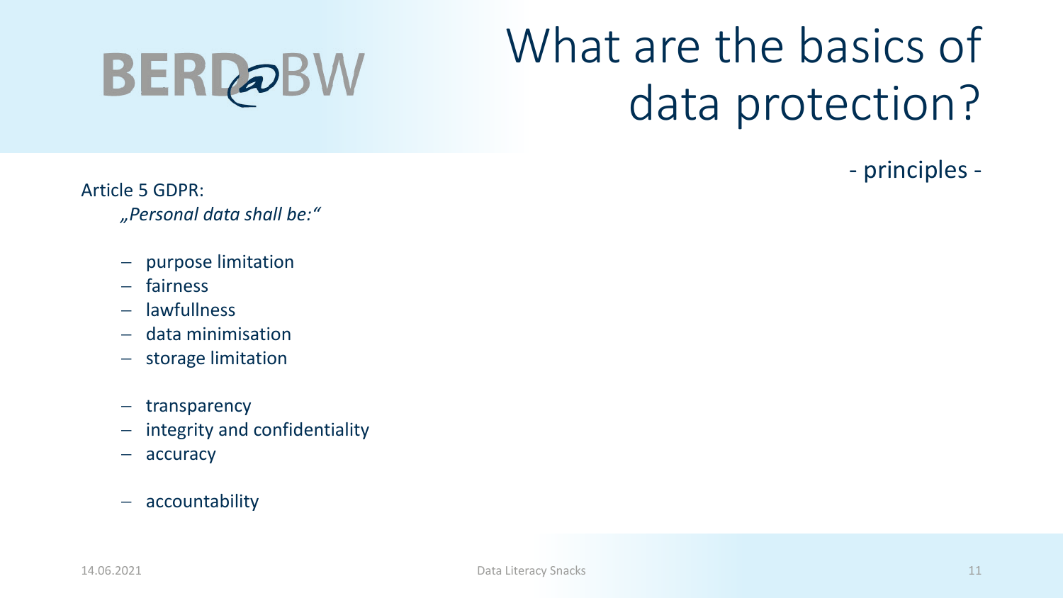# What are the basics of data protection?

- principles -

Article 5 GDPR:

*„Personal data shall be:"*

- purpose limitation
- fairness
- lawfullness
- data minimisation
- storage limitation

- transparency
- integrity and confidentiality
- accuracy

- accountability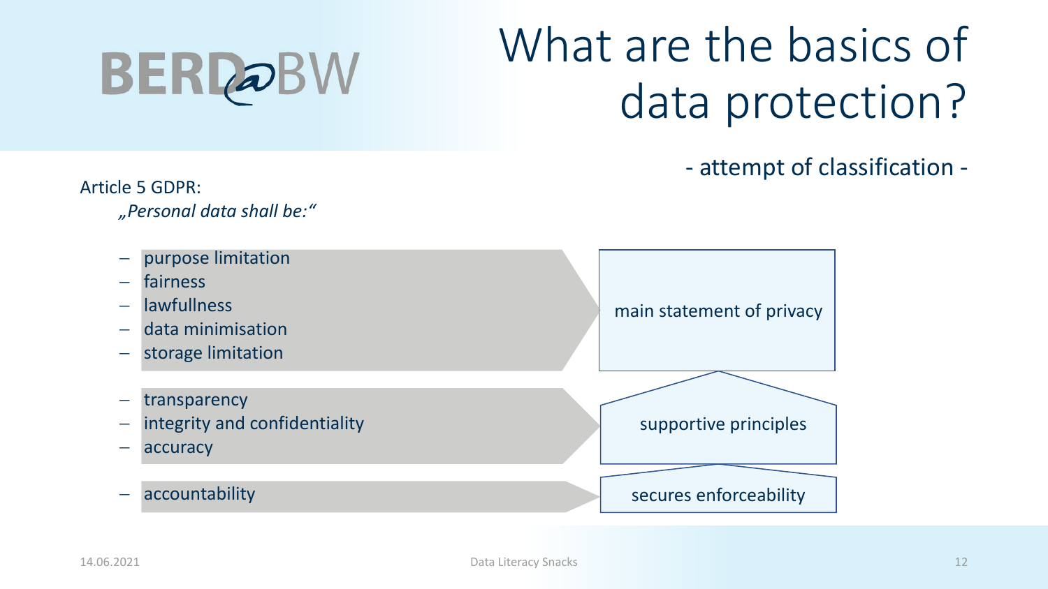# What are the basics of data protection?

- attempt of classification -

Article 5 GDPR:

*„Personal data shall be:“*

- purpose limitation
- fairness
- lawfullness
- data minimisation
- storage limitation

→ main statement of privacy

- transparency
- integrity and confidentiality
- accuracy

→ supportive principles

- accountability

→ secures enforceability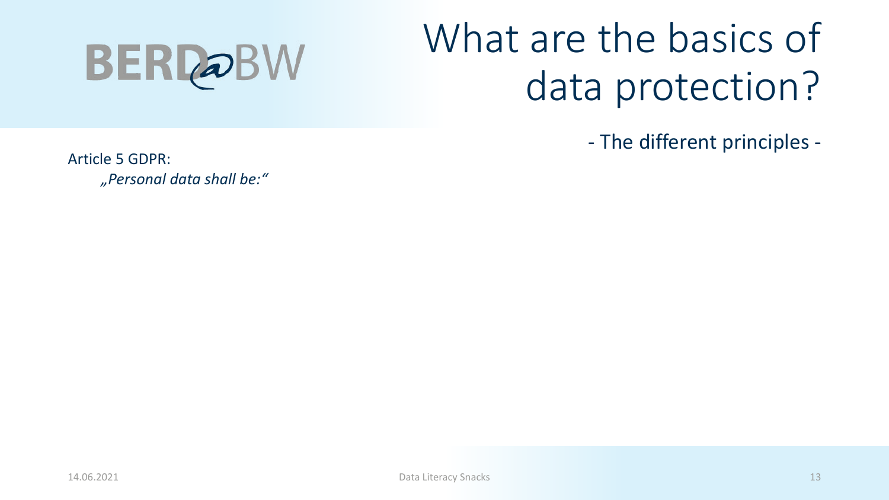# What are the basics of data protection?

- The different principles -

Article 5 GDPR:

*„Personal data shall be:“*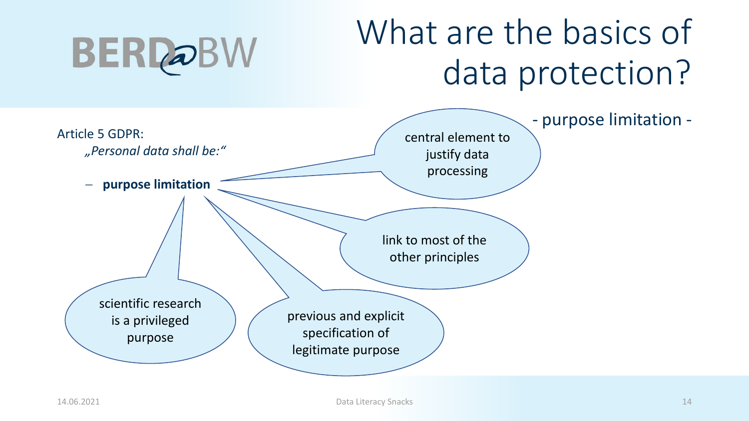# What are the basics of data protection?

- purpose limitation -

Article 5 GDPR:

*„Personal data shall be:"*

- **purpose limitation**

central element to justify data processing

link to most of the other principles

previous and explicit specification of legitimate purpose

scientific research is a privileged purpose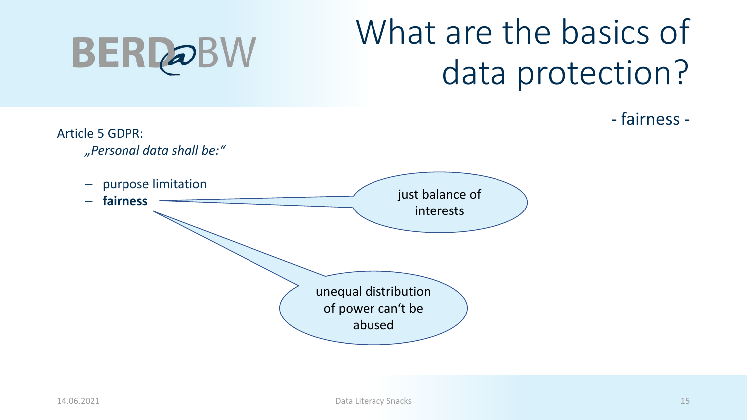# What are the basics of data protection?

- fairness -

Article 5 GDPR:

*„Personal data shall be:"*

- purpose limitation
- **fairness**

just balance of interests

unequal distribution of power can't be abused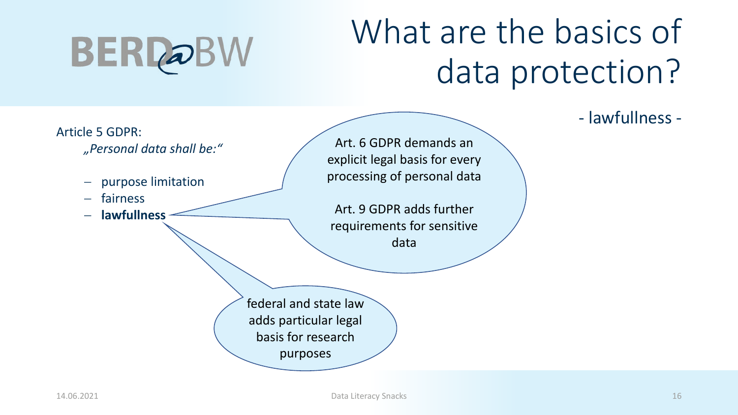# What are the basics of data protection?

- lawfullness -

Article 5 GDPR:

*„Personal data shall be:“*

- purpose limitation
- fairness
- **lawfullness**

Art. 6 GDPR demands an explicit legal basis for every processing of personal data

Art. 9 GDPR adds further requirements for sensitive data

federal and state law adds particular legal basis for research purposes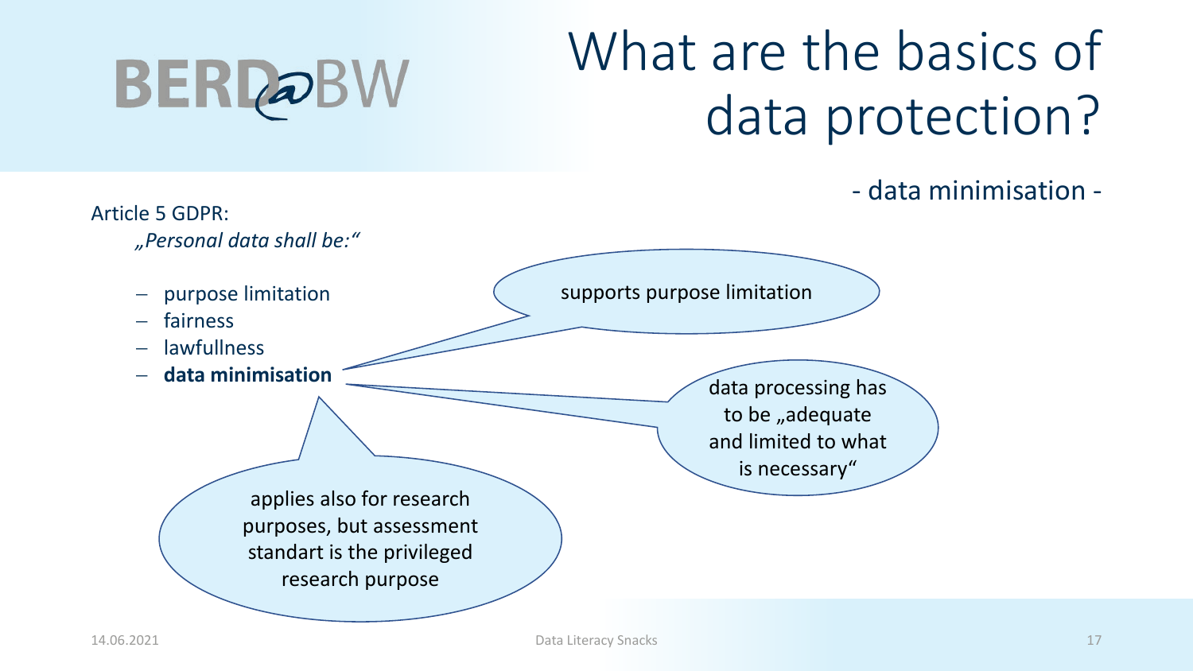# What are the basics of data protection?

- data minimisation -

Article 5 GDPR:

*„Personal data shall be:“*

- purpose limitation
- fairness
- lawfullness
- **data minimisation**

supports purpose limitation

data processing has to be „adequate and limited to what is necessary“

applies also for research purposes, but assessment standart is the privileged research purpose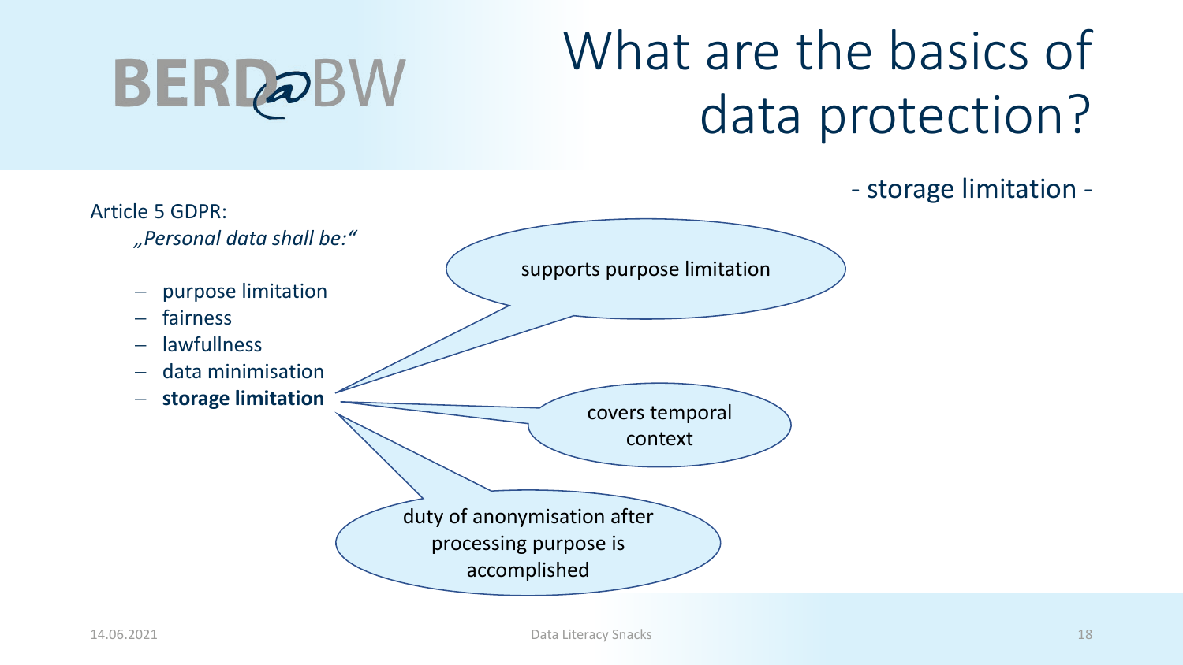# What are the basics of data protection?

- storage limitation -

Article 5 GDPR:

*„Personal data shall be:“*

- purpose limitation
- fairness
- lawfullness
- data minimisation
- **storage limitation**

supports purpose limitation

covers temporal context

duty of anonymisation after processing purpose is accomplished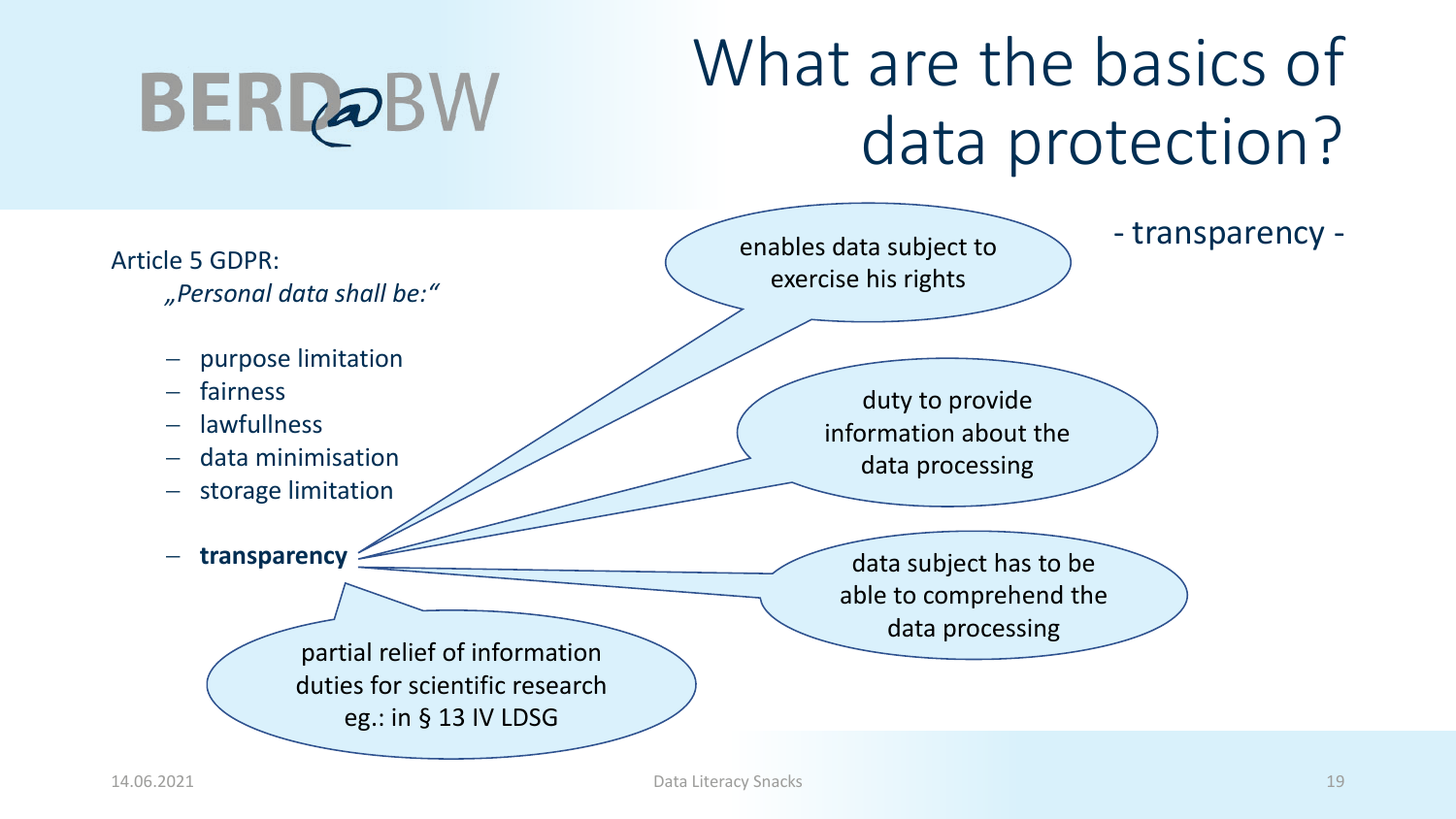# What are the basics of data protection?

- transparency -

Article 5 GDPR:

*„Personal data shall be:"*

- purpose limitation
- fairness
- lawfullness
- data minimisation
- storage limitation
- **transparency**

enables data subject to exercise his rights

duty to provide information about the data processing

data subject has to be able to comprehend the data processing

partial relief of information duties for scientific research eg.: in § 13 IV LDSG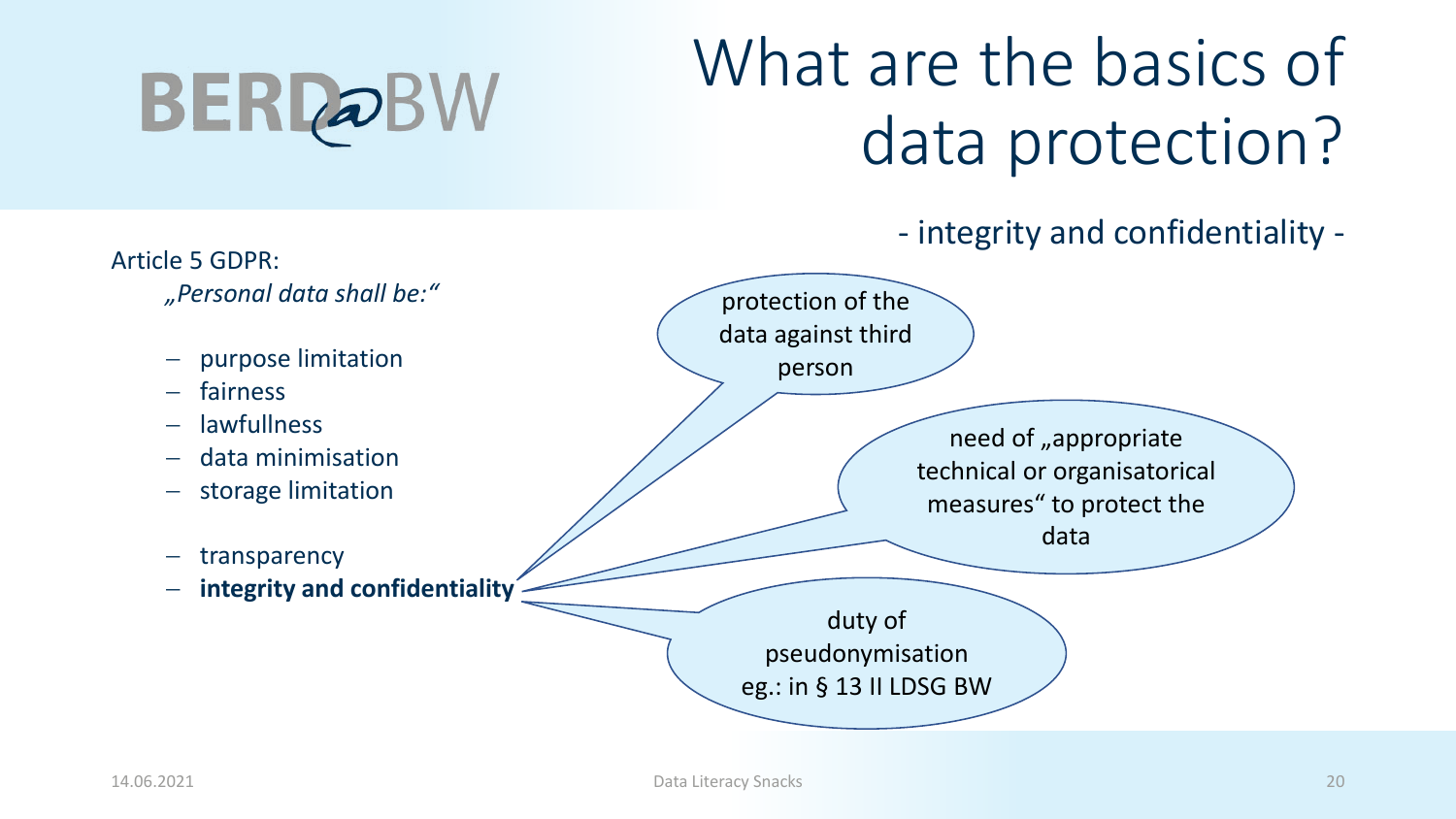# What are the basics of data protection?

- integrity and confidentiality -

Article 5 GDPR:

*„Personal data shall be:"*

- purpose limitation
- fairness
- lawfullness
- data minimisation
- storage limitation
- transparency
- **integrity and confidentiality**

protection of the data against third person

need of „appropriate technical or organisatorical measures" to protect the data

duty of pseudonymisation eg.: in § 13 II LDSG BW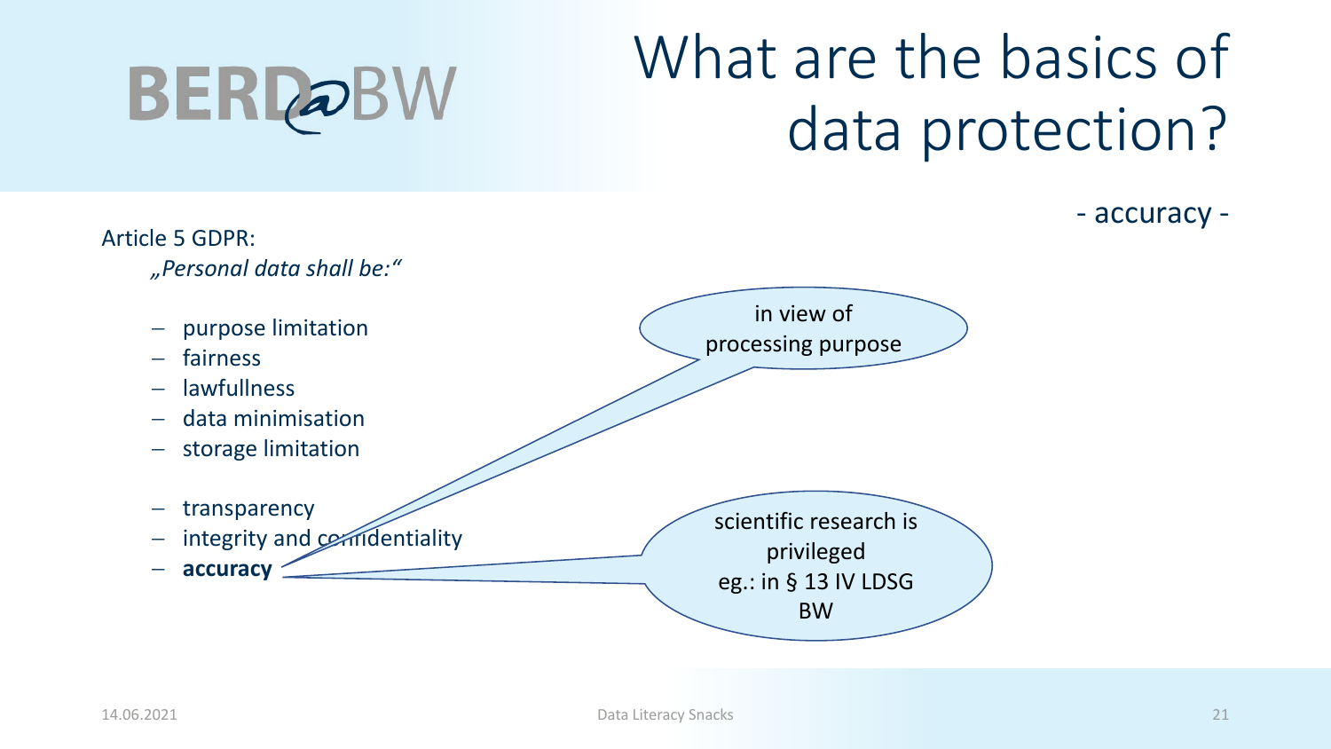# What are the basics of data protection?

- accuracy -

Article 5 GDPR:

*„Personal data shall be:“*

- purpose limitation
- fairness
- lawfullness
- data minimisation
- storage limitation

- transparency
- integrity and confidentiality
- **accuracy**

in view of processing purpose

scientific research is privileged eg.: in § 13 IV LDSG BW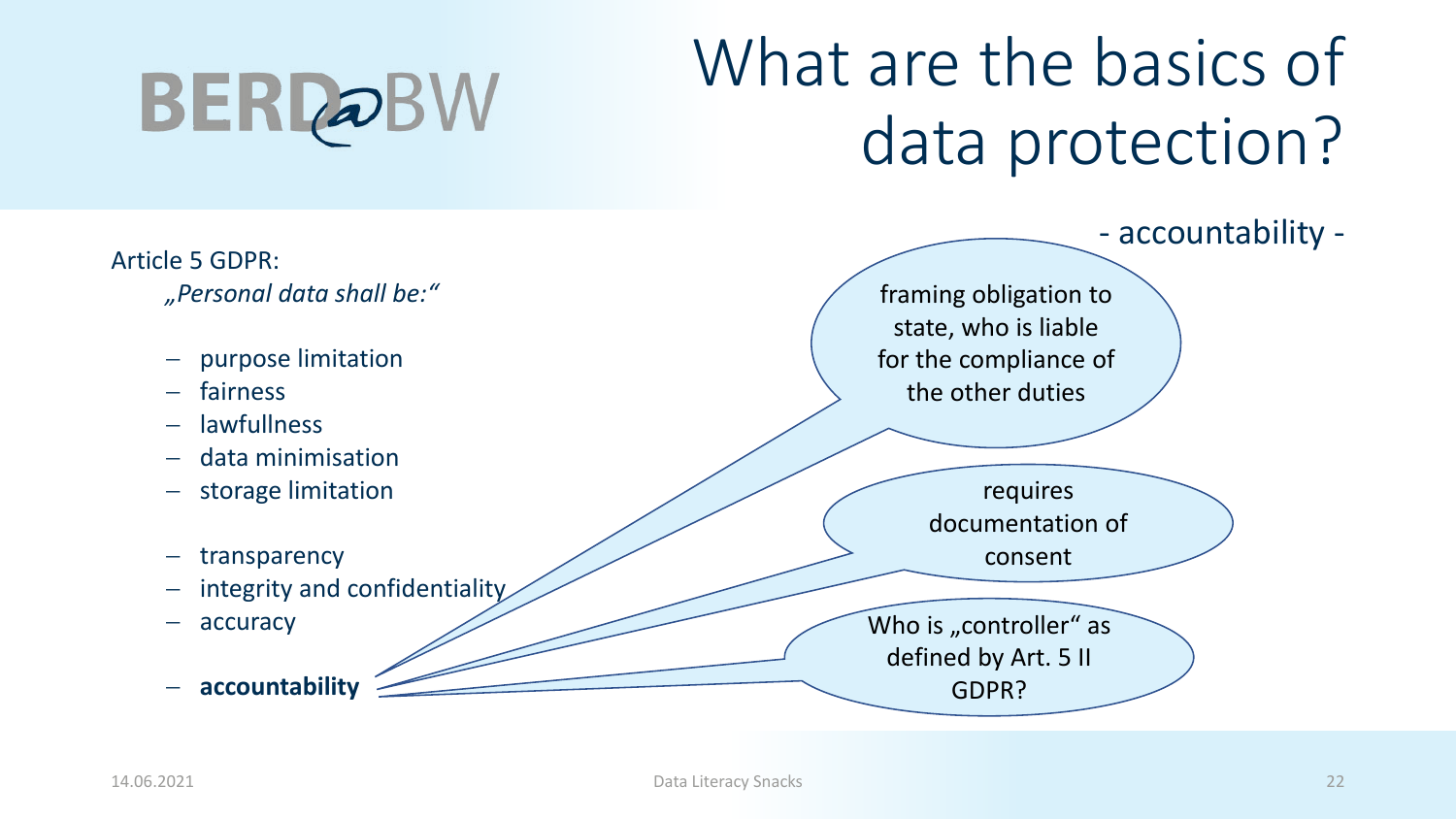# What are the basics of data protection?

- accountability -

Article 5 GDPR:

*„Personal data shall be:“*

- purpose limitation
- fairness
- lawfullness
- data minimisation
- storage limitation

- transparency
- integrity and confidentiality
- accuracy

- **accountability**

framing obligation to state, who is liable for the compliance of the other duties

requires documentation of consent

Who is „controller“ as defined by Art. 5 II GDPR?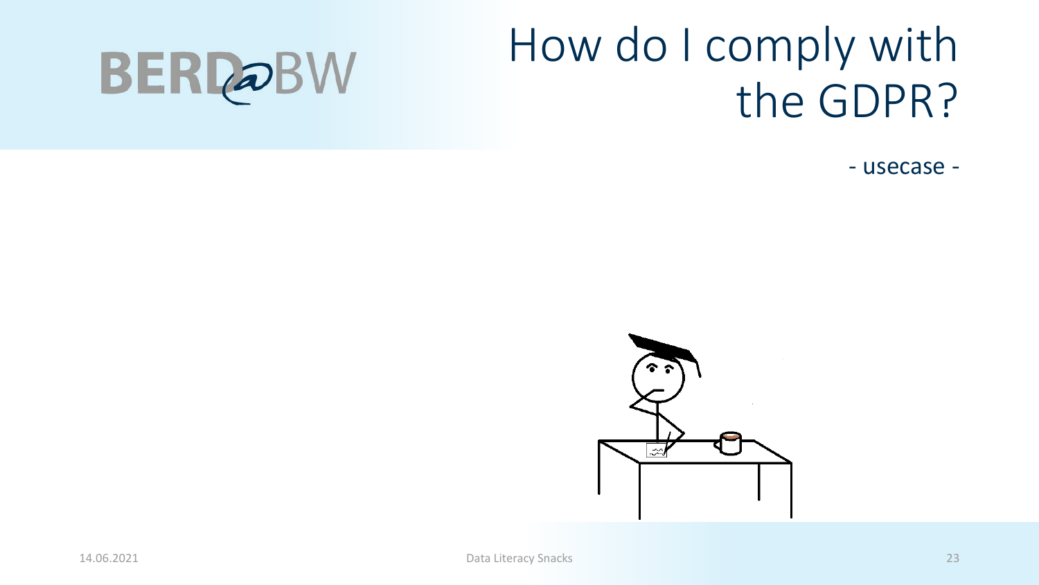# How do I comply with the GDPR?

- usecase -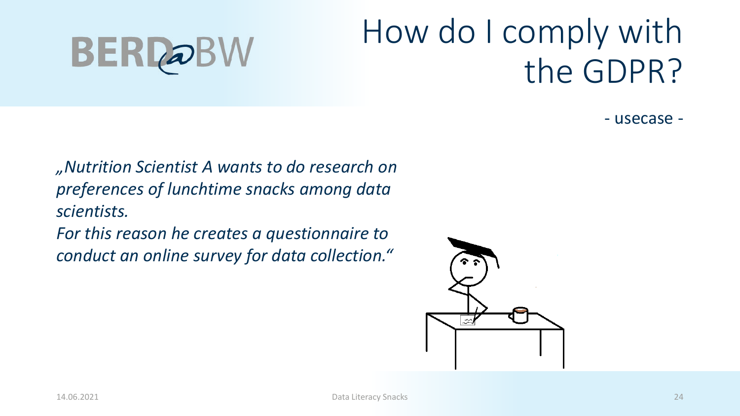BERD@BW

# How do I comply with the GDPR?

- usecase -

*„Nutrition Scientist A wants to do research on preferences of lunchtime snacks among data scientists.*
*For this reason he creates a questionnaire to conduct an online survey for data collection.“*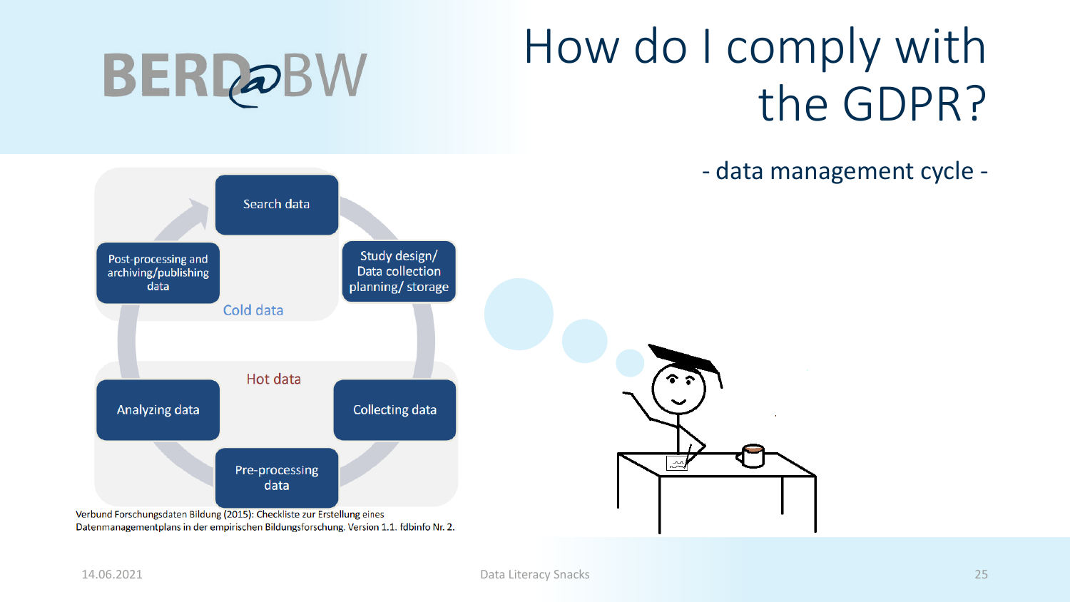# How do I comply with the GDPR?

- data management cycle -

Search data

Study design/ Data collection planning/ storage

Cold data

Post-processing and archiving/publishing data

Hot data

Analyzing data

Collecting data

Pre-processing data

Verbund Forschungsdaten Bildung (2015): Checkliste zur Erstellung eines Datenmanagementplans in der empirischen Bildungsforschung. Version 1.1. fdbinfo Nr. 2.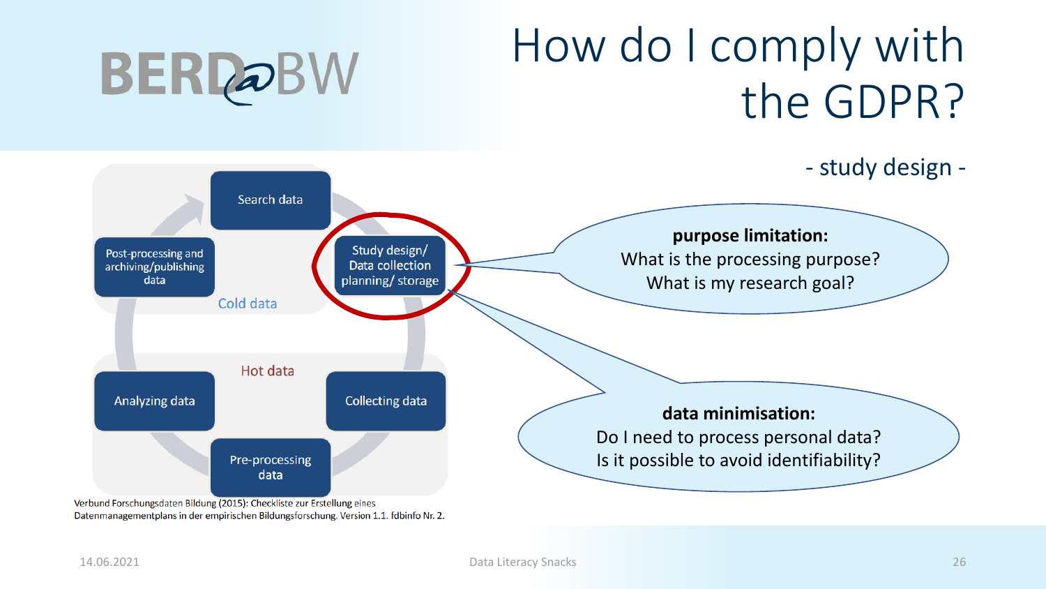# How do I comply with the GDPR?

- study design -

Search data

Study design/ Data collection planning/ storage

Collecting data

Pre-processing data

Analyzing data

Post-processing and archiving/publishing data

Cold data

Hot data

Verbund Forschungsdaten Bildung (2015): Checkliste zur Erstellung eines Datenmanagementplans in der empirischen Bildungsforschung. Version 1.1. fdbinfo Nr. 2.

**purpose limitation:**
What is the processing purpose?
What is my research goal?

**data minimisation:**
Do I need to process personal data?
Is it possible to avoid identifiability?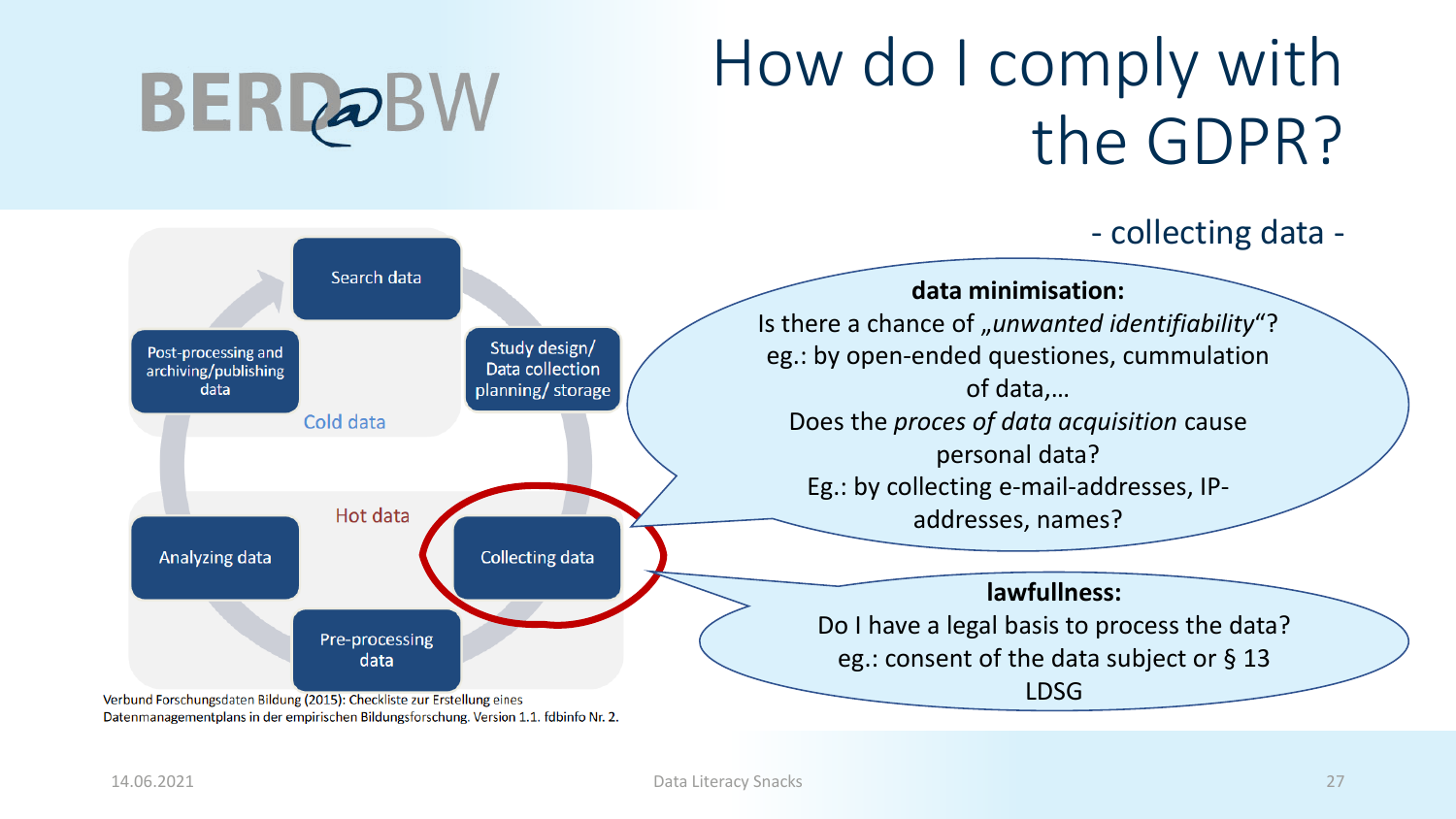# How do I comply with the GDPR?

- collecting data -

Search data

Study design/ Data collection planning/ storage

Collecting data

Pre-processing data

Analyzing data

Post-processing and archiving/publishing data

Cold data

Hot data

Verbund Forschungsdaten Bildung (2015): Checkliste zur Erstellung eines Datenmanagementplans in der empirischen Bildungsforschung. Version 1.1. fdbinfo Nr. 2.

**data minimisation:**

Is there a chance of „*unwanted identifiability*“?
eg.: by open-ended questiones, cummulation of data,…
Does the *proces of data acquisition* cause personal data?
Eg.: by collecting e-mail-addresses, IP-addresses, names?

**lawfullness:**

Do I have a legal basis to process the data?
eg.: consent of the data subject or § 13 LDSG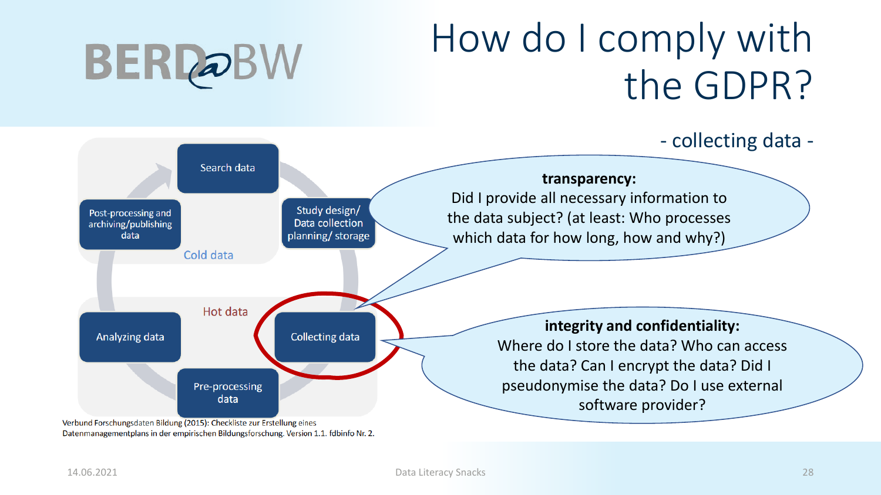# How do I comply with the GDPR?

- collecting data -

Search data

Study design/ Data collection planning/ storage

Post-processing and archiving/publishing data

Cold data

Hot data

Analyzing data

Collecting data

Pre-processing data

Verbund Forschungsdaten Bildung (2015): Checkliste zur Erstellung eines Datenmanagementplans in der empirischen Bildungsforschung. Version 1.1. fdbinfo Nr. 2.

**transparency:**
Did I provide all necessary information to the data subject? (at least: Who processes which data for how long, how and why?)

**integrity and confidentiality:**
Where do I store the data? Who can access the data? Can I encrypt the data? Did I pseudonymise the data? Do I use external software provider?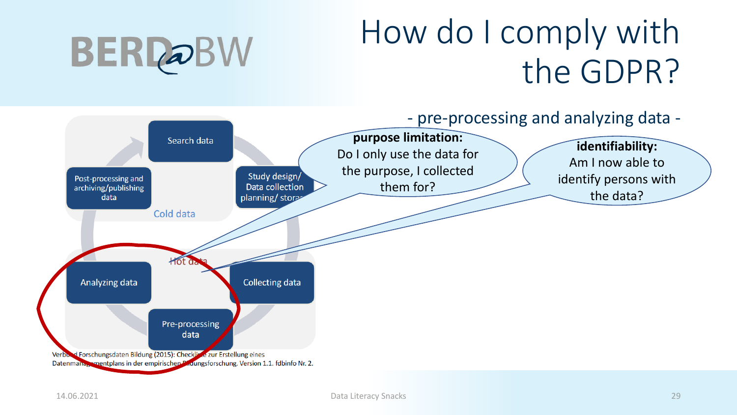# How do I comply with the GDPR?

- pre-processing and analyzing data -

Search data

Study design/ Data collection planning/ storage

Post-processing and archiving/publishing data

Cold data

Hot data

Analyzing data

Collecting data

Pre-processing data

**purpose limitation:**
Do I only use the data for the purpose, I collected them for?

**identifiability:**
Am I now able to identify persons with the data?

Verbund Forschungsdaten Bildung (2015): Checkliste zur Erstellung eines Datenmanagementplans in der empirischen Bildungsforschung. Version 1.1. fdbinfo Nr. 2.

14.06.2021

Data Literacy Snacks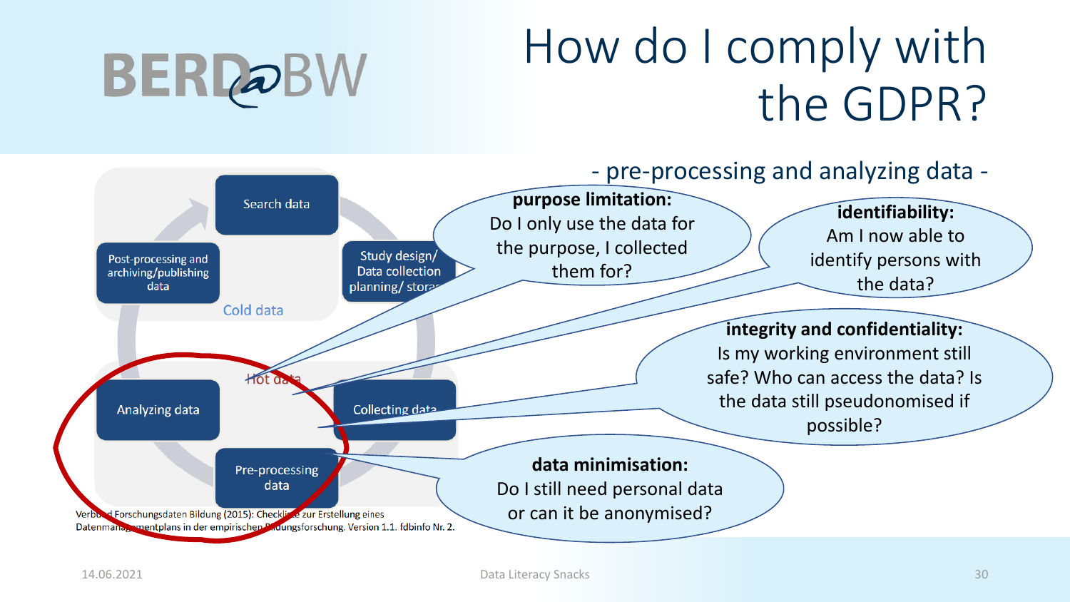# How do I comply with the GDPR?

## - pre-processing and analyzing data -

- Search data
- Study design/ Data collection planning/ storage
- Post-processing and archiving/publishing data
- Cold data
- Hot data
- Analyzing data
- Collecting data
- Pre-processing data

**purpose limitation:**
Do I only use the data for the purpose, I collected them for?

**identifiability:**
Am I now able to identify persons with the data?

**integrity and confidentiality:**
Is my working environment still safe? Who can access the data? Is the data still pseudonomised if possible?

**data minimisation:**
Do I still need personal data or can it be anonymised?

Verbund Forschungsdaten Bildung (2015): Checkliste zur Erstellung eines Datenmanagementplans in der empirischen Bildungsforschung. Version 1.1. fdbinfo Nr. 2.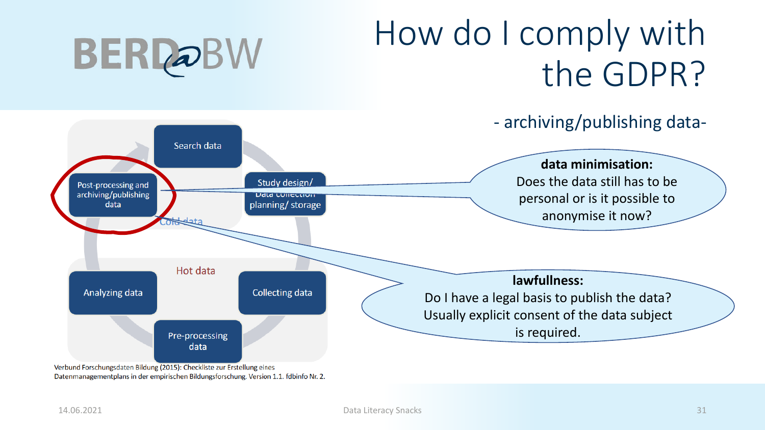# How do I comply with the GDPR?

- archiving/publishing data-

Search data

Study design/ Data collection planning/ storage

Post-processing and archiving/publishing data

Cold data

Hot data

Analyzing data

Collecting data

Pre-processing data

**data minimisation:**
Does the data still has to be personal or is it possible to anonymise it now?

**lawfullness:**
Do I have a legal basis to publish the data? Usually explicit consent of the data subject is required.

Verbund Forschungsdaten Bildung (2015): Checkliste zur Erstellung eines Datenmanagementplans in der empirischen Bildungsforschung. Version 1.1. fdbinfo Nr. 2.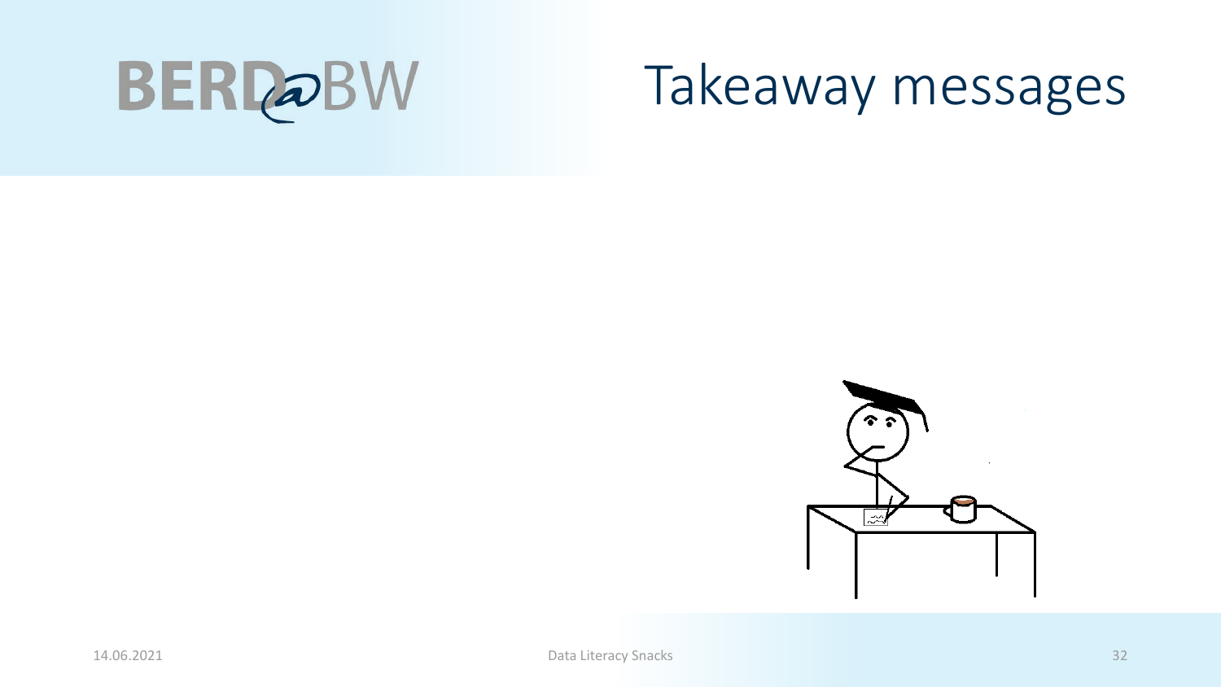# Takeaway messages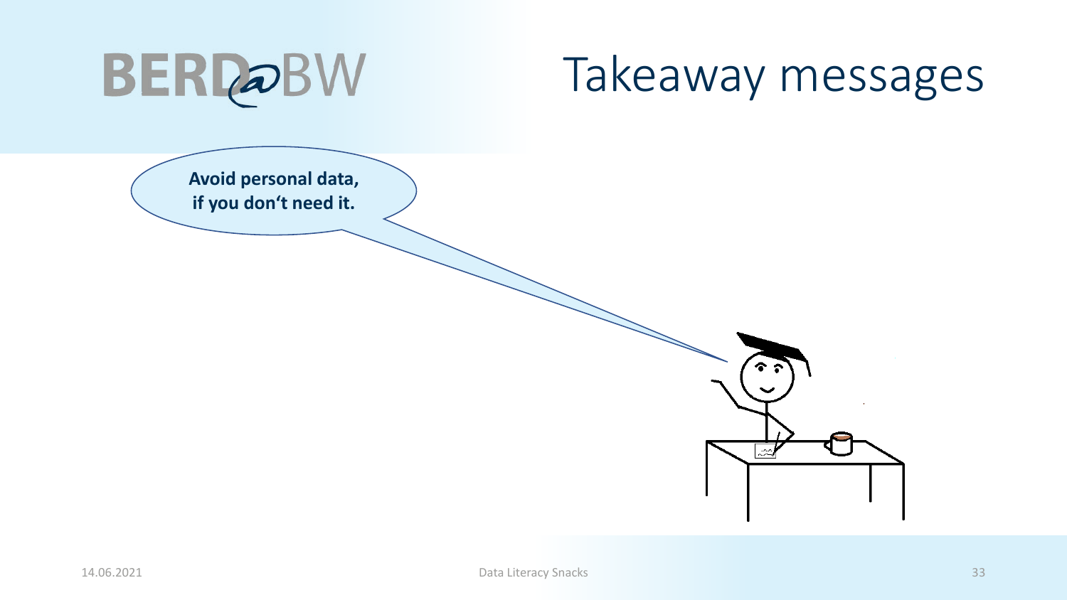# Takeaway messages

**Avoid personal data, if you don‘t need it.**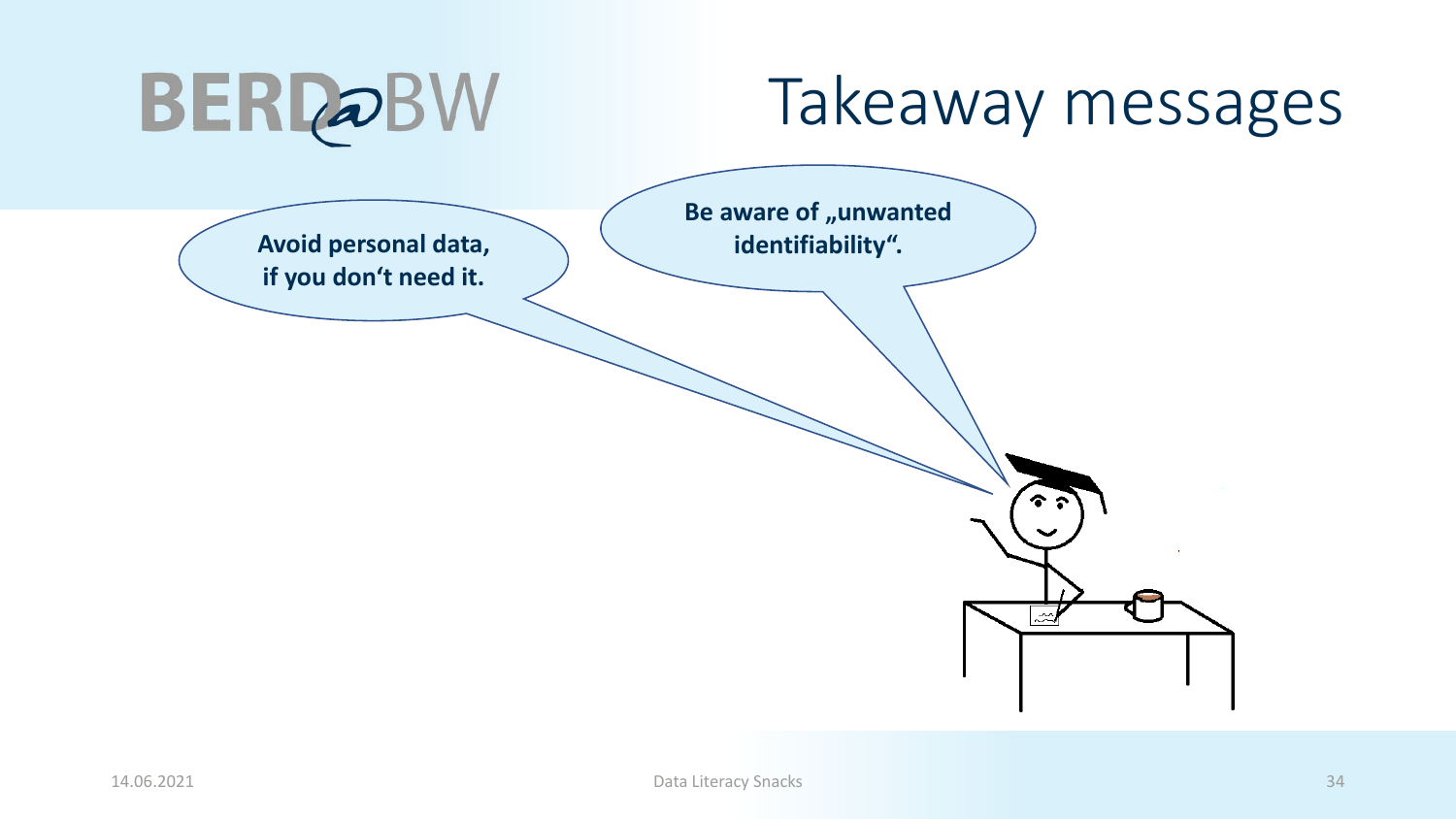# Takeaway messages

**Avoid personal data, if you don‘t need it.**

**Be aware of „unwanted identifiability“.**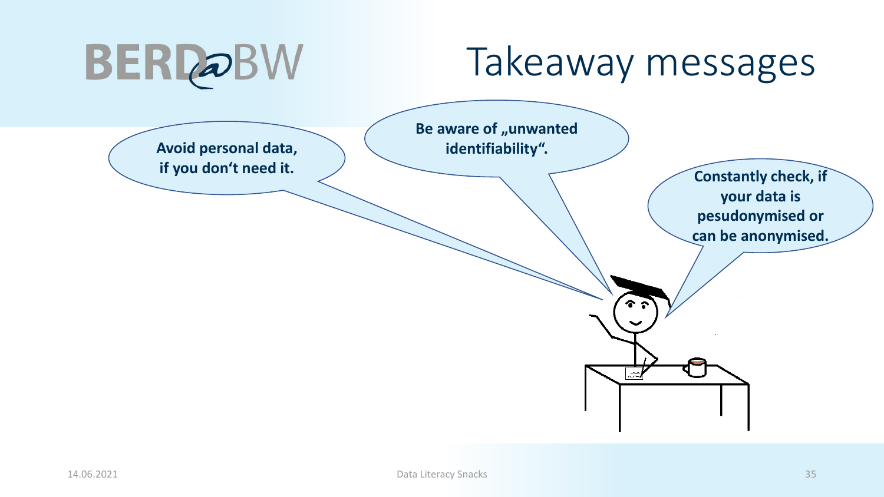# Takeaway messages

**Avoid personal data, if you don‘t need it.**

**Be aware of „unwanted identifiability“.**

**Constantly check, if your data is pesudonymised or can be anonymised.**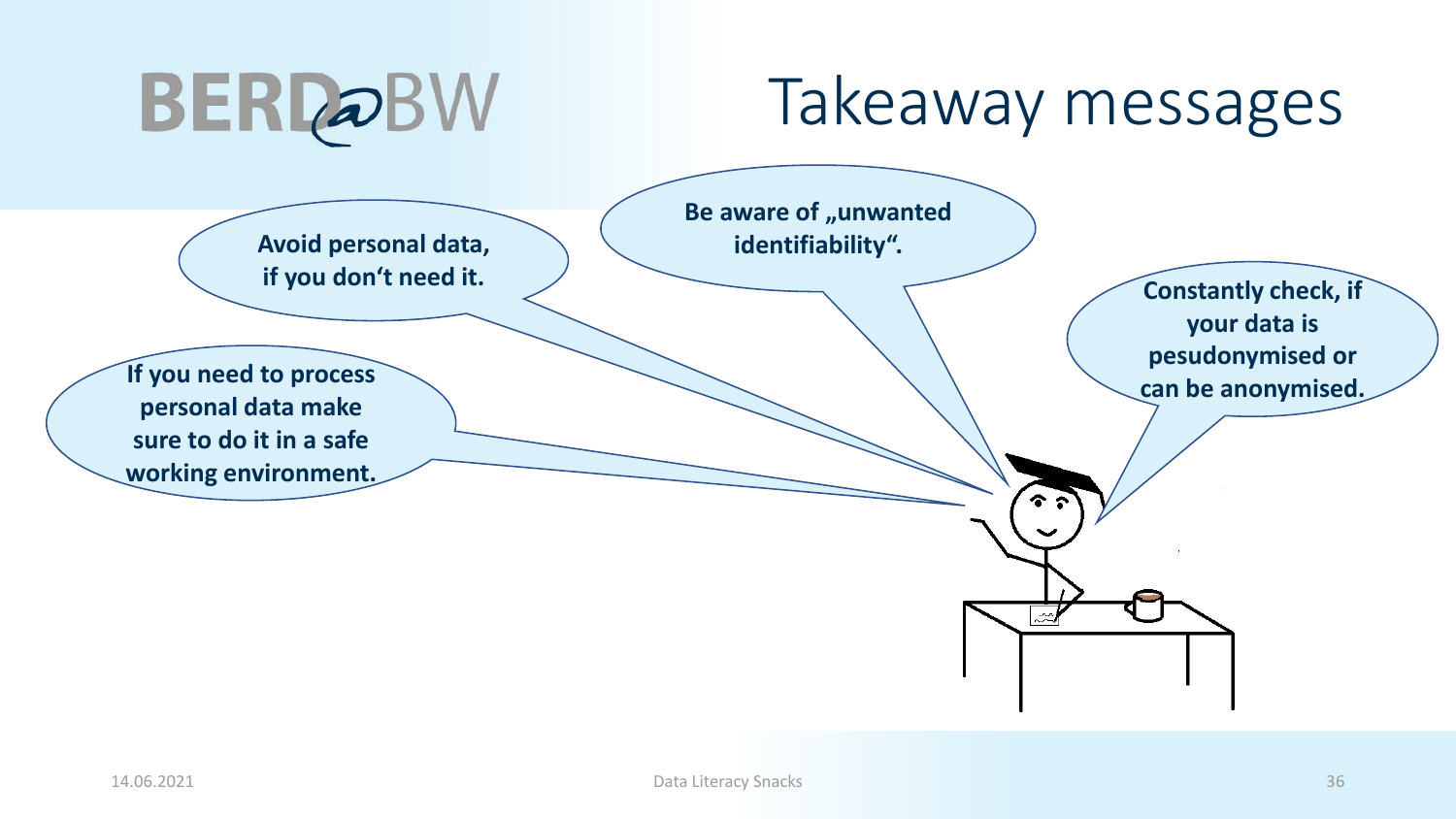# Takeaway messages

- Avoid personal data, if you don‘t need it.
- Be aware of „unwanted identifiability“.
- Constantly check, if your data is pesudonymised or can be anonymised.
- If you need to process personal data make sure to do it in a safe working environment.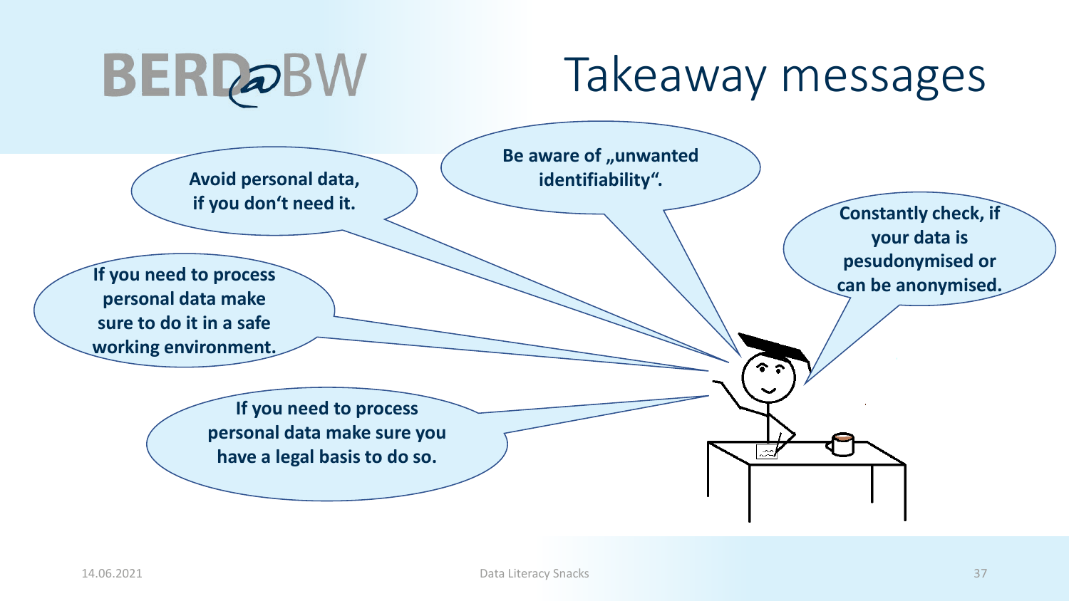# Takeaway messages

- Avoid personal data, if you don‘t need it.
- Be aware of „unwanted identifiability“.
- Constantly check, if your data is pesudonymised or can be anonymised.
- If you need to process personal data make sure to do it in a safe working environment.
- If you need to process personal data make sure you have a legal basis to do so.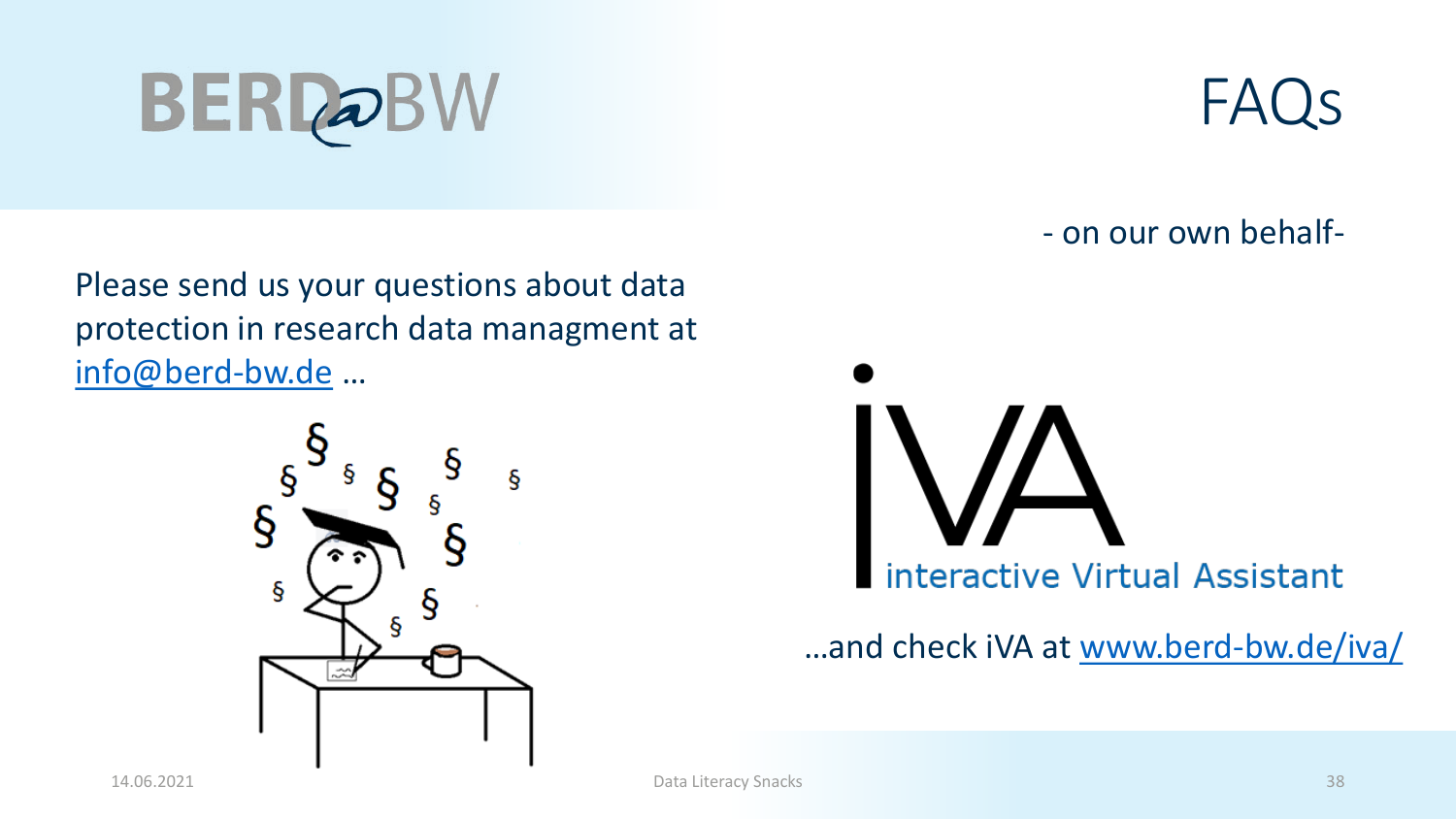BERD@BW

# FAQs

- on our own behalf-

Please send us your questions about data protection in research data managment at info@berd-bw.de …

iVA

interactive Virtual Assistant

…and check iVA at www.berd-bw.de/iva/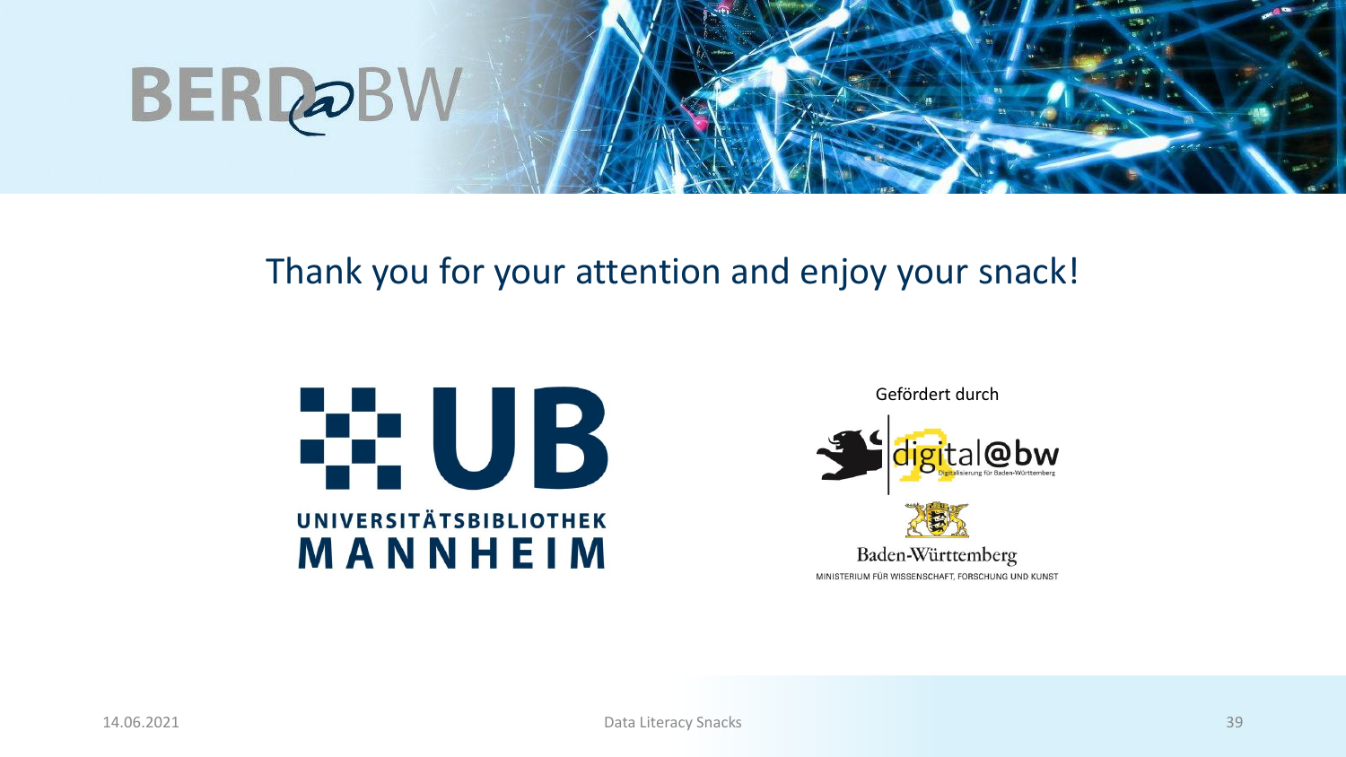BERD@BW

Thank you for your attention and enjoy your snack!

UB UNIVERSITÄTSBIBLIOTHEK MANNHEIM

Gefördert durch

digital@bw Digitalisierung für Baden-Württemberg

Baden-Württemberg

MINISTERIUM FÜR WISSENSCHAFT, FORSCHUNG UND KUNST